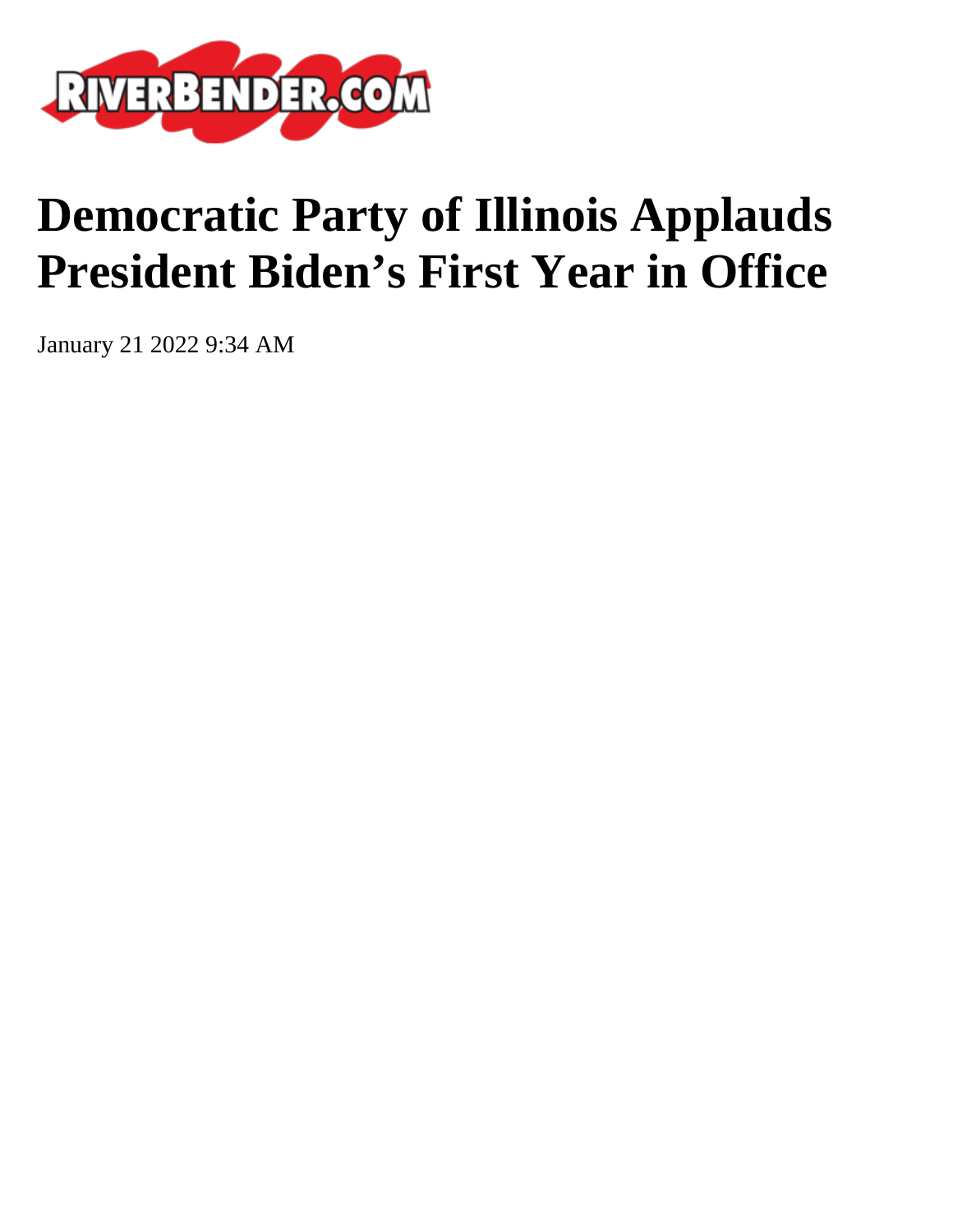RIVERBENDER.COM

# Democratic Party of Illinois Applauds President Biden’s First Year in Office

January 21 2022 9:34 AM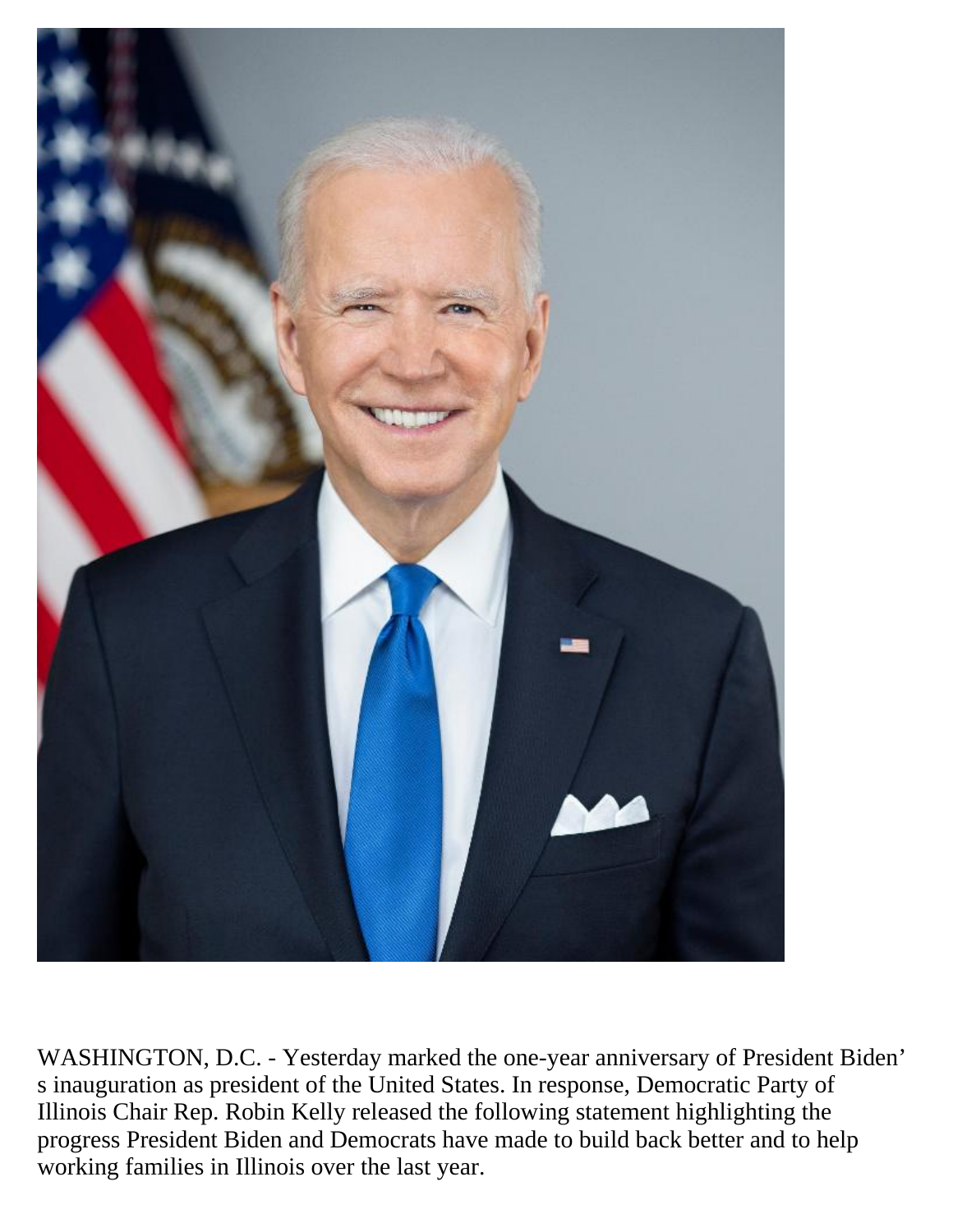WASHINGTON, D.C. - Yesterday marked the one-year anniversary of President Biden's inauguration as president of the United States. In response, Democratic Party of Illinois Chair Rep. Robin Kelly released the following statement highlighting the progress President Biden and Democrats have made to build back better and to help working families in Illinois over the last year.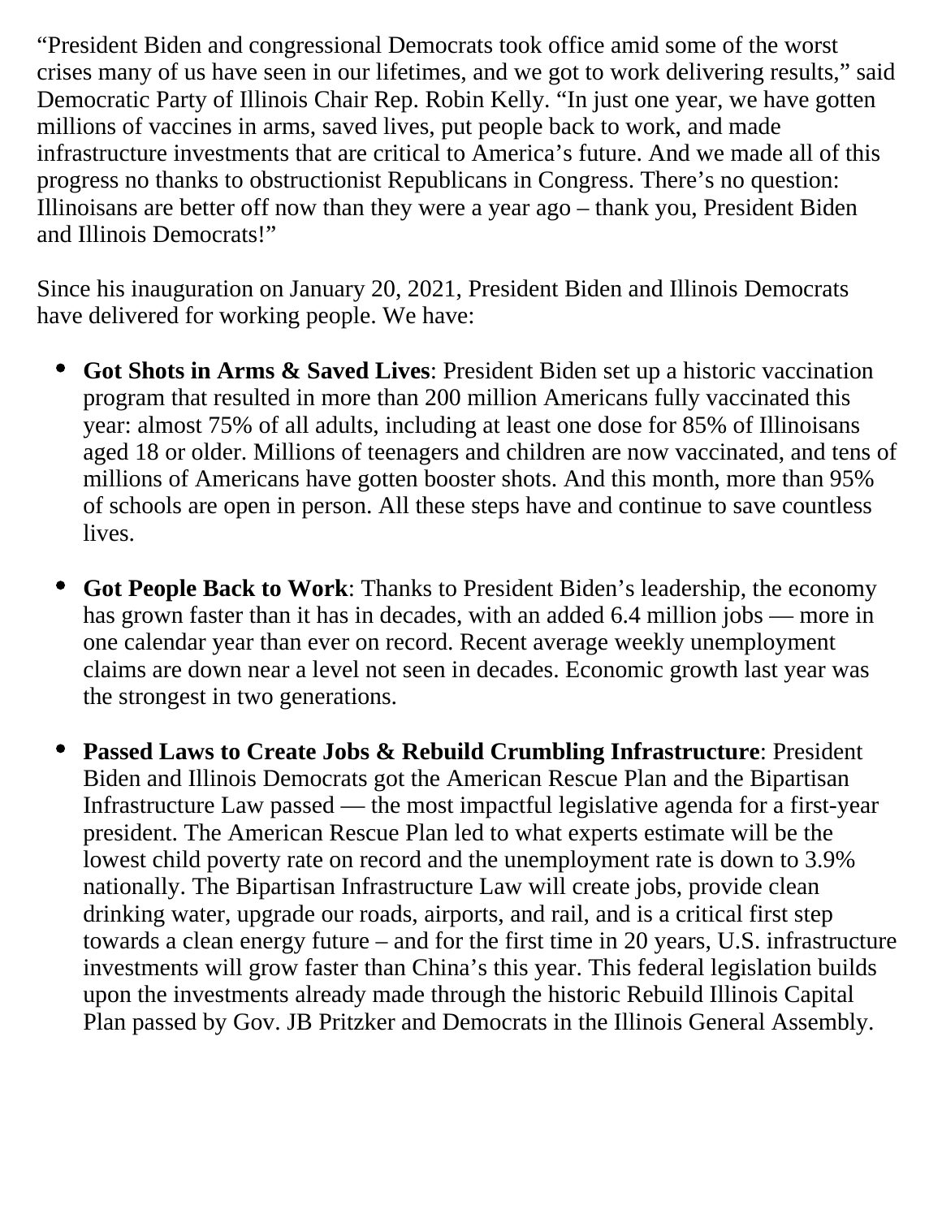"President Biden and congressional Democrats took office amid some of the worst crises many of us have seen in our lifetimes, and we got to work delivering results," said Democratic Party of Illinois Chair Rep. Robin Kelly. "In just one year, we have gotten millions of vaccines in arms, saved lives, put people back to work, and made infrastructure investments that are critical to America's future. And we made all of this progress no thanks to obstructionist Republicans in Congress. There's no question: Illinoisans are better off now than they were a year ago – thank you, President Biden and Illinois Democrats!"

Since his inauguration on January 20, 2021, President Biden and Illinois Democrats have delivered for working people. We have:

- **Got Shots in Arms & Saved Lives**: President Biden set up a historic vaccination program that resulted in more than 200 million Americans fully vaccinated this year: almost 75% of all adults, including at least one dose for 85% of Illinoisans aged 18 or older. Millions of teenagers and children are now vaccinated, and tens of millions of Americans have gotten booster shots. And this month, more than 95% of schools are open in person. All these steps have and continue to save countless lives.

- **Got People Back to Work**: Thanks to President Biden's leadership, the economy has grown faster than it has in decades, with an added 6.4 million jobs — more in one calendar year than ever on record. Recent average weekly unemployment claims are down near a level not seen in decades. Economic growth last year was the strongest in two generations.

- **Passed Laws to Create Jobs & Rebuild Crumbling Infrastructure**: President Biden and Illinois Democrats got the American Rescue Plan and the Bipartisan Infrastructure Law passed — the most impactful legislative agenda for a first-year president. The American Rescue Plan led to what experts estimate will be the lowest child poverty rate on record and the unemployment rate is down to 3.9% nationally. The Bipartisan Infrastructure Law will create jobs, provide clean drinking water, upgrade our roads, airports, and rail, and is a critical first step towards a clean energy future – and for the first time in 20 years, U.S. infrastructure investments will grow faster than China's this year. This federal legislation builds upon the investments already made through the historic Rebuild Illinois Capital Plan passed by Gov. JB Pritzker and Democrats in the Illinois General Assembly.